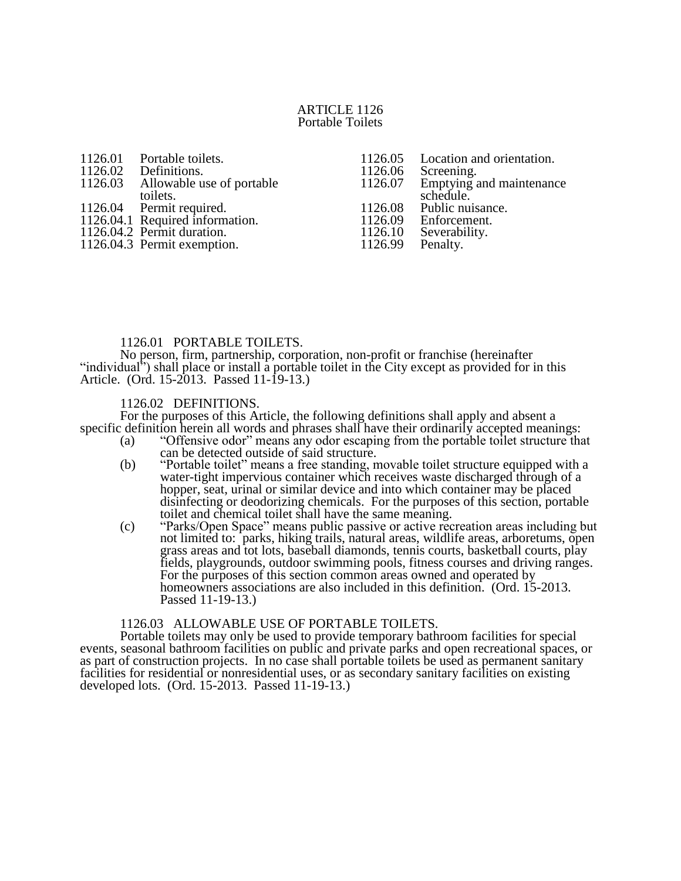# ARTICLE 1126
## Portable Toilets

| | | | |
|---|---|---|---|
| 1126.01 | Portable toilets. | 1126.05 | Location and orientation. |
| 1126.02 | Definitions. | 1126.06 | Screening. |
| 1126.03 | Allowable use of portable toilets. | 1126.07 | Emptying and maintenance schedule. |
| 1126.04 | Permit required. | 1126.08 | Public nuisance. |
| 1126.04.1 | Required information. | 1126.09 | Enforcement. |
| 1126.04.2 | Permit duration. | 1126.10 | Severability. |
| 1126.04.3 | Permit exemption. | 1126.99 | Penalty. |

### 1126.01 PORTABLE TOILETS.

No person, firm, partnership, corporation, non-profit or franchise (hereinafter "individual") shall place or install a portable toilet in the City except as provided for in this Article. (Ord. 15-2013. Passed 11-19-13.)

### 1126.02 DEFINITIONS.

For the purposes of this Article, the following definitions shall apply and absent a specific definition herein all words and phrases shall have their ordinarily accepted meanings:

(a) "Offensive odor" means any odor escaping from the portable toilet structure that can be detected outside of said structure.

(b) "Portable toilet" means a free standing, movable toilet structure equipped with a water-tight impervious container which receives waste discharged through of a hopper, seat, urinal or similar device and into which container may be placed disinfecting or deodorizing chemicals. For the purposes of this section, portable toilet and chemical toilet shall have the same meaning.

(c) "Parks/Open Space" means public passive or active recreation areas including but not limited to: parks, hiking trails, natural areas, wildlife areas, arboretums, open grass areas and tot lots, baseball diamonds, tennis courts, basketball courts, play fields, playgrounds, outdoor swimming pools, fitness courses and driving ranges. For the purposes of this section common areas owned and operated by homeowners associations are also included in this definition. (Ord. 15-2013. Passed 11-19-13.)

### 1126.03 ALLOWABLE USE OF PORTABLE TOILETS.

Portable toilets may only be used to provide temporary bathroom facilities for special events, seasonal bathroom facilities on public and private parks and open recreational spaces, or as part of construction projects. In no case shall portable toilets be used as permanent sanitary facilities for residential or nonresidential uses, or as secondary sanitary facilities on existing developed lots. (Ord. 15-2013. Passed 11-19-13.)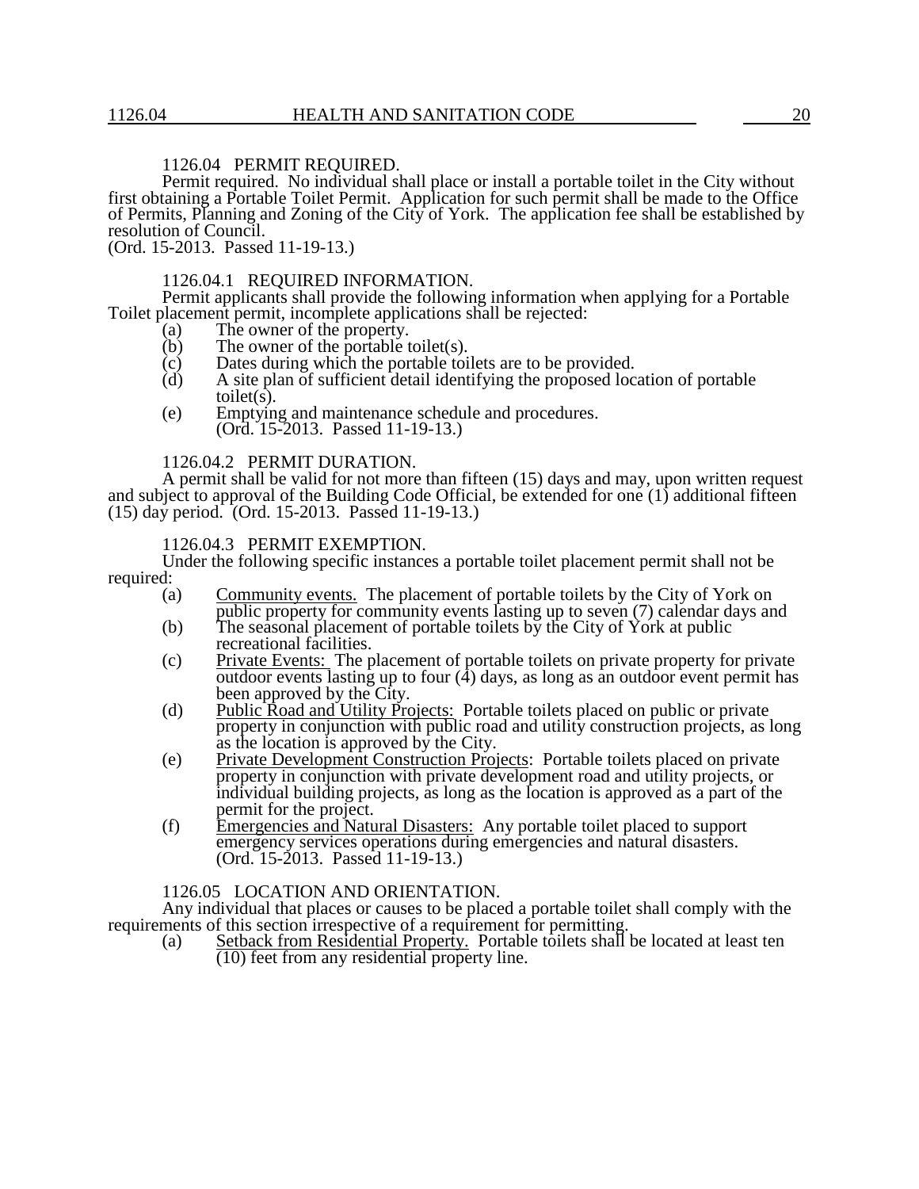## 1126.04 PERMIT REQUIRED.

Permit required. No individual shall place or install a portable toilet in the City without first obtaining a Portable Toilet Permit. Application for such permit shall be made to the Office of Permits, Planning and Zoning of the City of York. The application fee shall be established by resolution of Council.
(Ord. 15-2013. Passed 11-19-13.)

### 1126.04.1 REQUIRED INFORMATION.

Permit applicants shall provide the following information when applying for a Portable Toilet placement permit, incomplete applications shall be rejected:

(a) The owner of the property.
(b) The owner of the portable toilet(s).
(c) Dates during which the portable toilets are to be provided.
(d) A site plan of sufficient detail identifying the proposed location of portable toilet(s).
(e) Emptying and maintenance schedule and procedures.
(Ord. 15-2013. Passed 11-19-13.)

### 1126.04.2 PERMIT DURATION.

A permit shall be valid for not more than fifteen (15) days and may, upon written request and subject to approval of the Building Code Official, be extended for one (1) additional fifteen (15) day period. (Ord. 15-2013. Passed 11-19-13.)

### 1126.04.3 PERMIT EXEMPTION.

Under the following specific instances a portable toilet placement permit shall not be required:

(a) Community events. The placement of portable toilets by the City of York on public property for community events lasting up to seven (7) calendar days and
(b) The seasonal placement of portable toilets by the City of York at public recreational facilities.
(c) Private Events: The placement of portable toilets on private property for private outdoor events lasting up to four (4) days, as long as an outdoor event permit has been approved by the City.
(d) Public Road and Utility Projects: Portable toilets placed on public or private property in conjunction with public road and utility construction projects, as long as the location is approved by the City.
(e) Private Development Construction Projects: Portable toilets placed on private property in conjunction with private development road and utility projects, or individual building projects, as long as the location is approved as a part of the permit for the project.
(f) Emergencies and Natural Disasters: Any portable toilet placed to support emergency services operations during emergencies and natural disasters.
(Ord. 15-2013. Passed 11-19-13.)

## 1126.05 LOCATION AND ORIENTATION.

Any individual that places or causes to be placed a portable toilet shall comply with the requirements of this section irrespective of a requirement for permitting.

(a) Setback from Residential Property. Portable toilets shall be located at least ten (10) feet from any residential property line.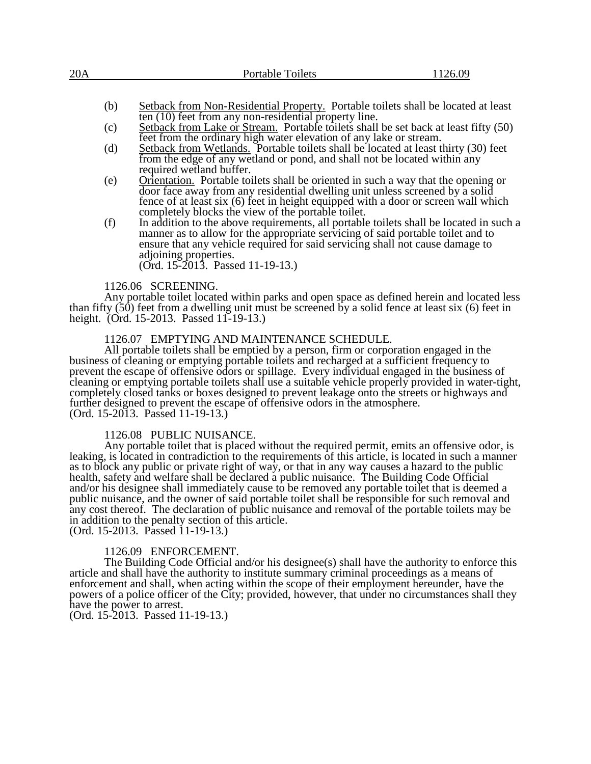(b) Setback from Non-Residential Property. Portable toilets shall be located at least ten (10) feet from any non-residential property line.

(c) Setback from Lake or Stream. Portable toilets shall be set back at least fifty (50) feet from the ordinary high water elevation of any lake or stream.

(d) Setback from Wetlands. Portable toilets shall be located at least thirty (30) feet from the edge of any wetland or pond, and shall not be located within any required wetland buffer.

(e) Orientation. Portable toilets shall be oriented in such a way that the opening or door face away from any residential dwelling unit unless screened by a solid fence of at least six (6) feet in height equipped with a door or screen wall which completely blocks the view of the portable toilet.

(f) In addition to the above requirements, all portable toilets shall be located in such a manner as to allow for the appropriate servicing of said portable toilet and to ensure that any vehicle required for said servicing shall not cause damage to adjoining properties.
(Ord. 15-2013. Passed 11-19-13.)

1126.06 SCREENING.

Any portable toilet located within parks and open space as defined herein and located less than fifty (50) feet from a dwelling unit must be screened by a solid fence at least six (6) feet in height. (Ord. 15-2013. Passed 11-19-13.)

1126.07 EMPTYING AND MAINTENANCE SCHEDULE.

All portable toilets shall be emptied by a person, firm or corporation engaged in the business of cleaning or emptying portable toilets and recharged at a sufficient frequency to prevent the escape of offensive odors or spillage. Every individual engaged in the business of cleaning or emptying portable toilets shall use a suitable vehicle properly provided in water-tight, completely closed tanks or boxes designed to prevent leakage onto the streets or highways and further designed to prevent the escape of offensive odors in the atmosphere.
(Ord. 15-2013. Passed 11-19-13.)

1126.08 PUBLIC NUISANCE.

Any portable toilet that is placed without the required permit, emits an offensive odor, is leaking, is located in contradiction to the requirements of this article, is located in such a manner as to block any public or private right of way, or that in any way causes a hazard to the public health, safety and welfare shall be declared a public nuisance. The Building Code Official and/or his designee shall immediately cause to be removed any portable toilet that is deemed a public nuisance, and the owner of said portable toilet shall be responsible for such removal and any cost thereof. The declaration of public nuisance and removal of the portable toilets may be in addition to the penalty section of this article.
(Ord. 15-2013. Passed 11-19-13.)

1126.09 ENFORCEMENT.

The Building Code Official and/or his designee(s) shall have the authority to enforce this article and shall have the authority to institute summary criminal proceedings as a means of enforcement and shall, when acting within the scope of their employment hereunder, have the powers of a police officer of the City; provided, however, that under no circumstances shall they have the power to arrest.
(Ord. 15-2013. Passed 11-19-13.)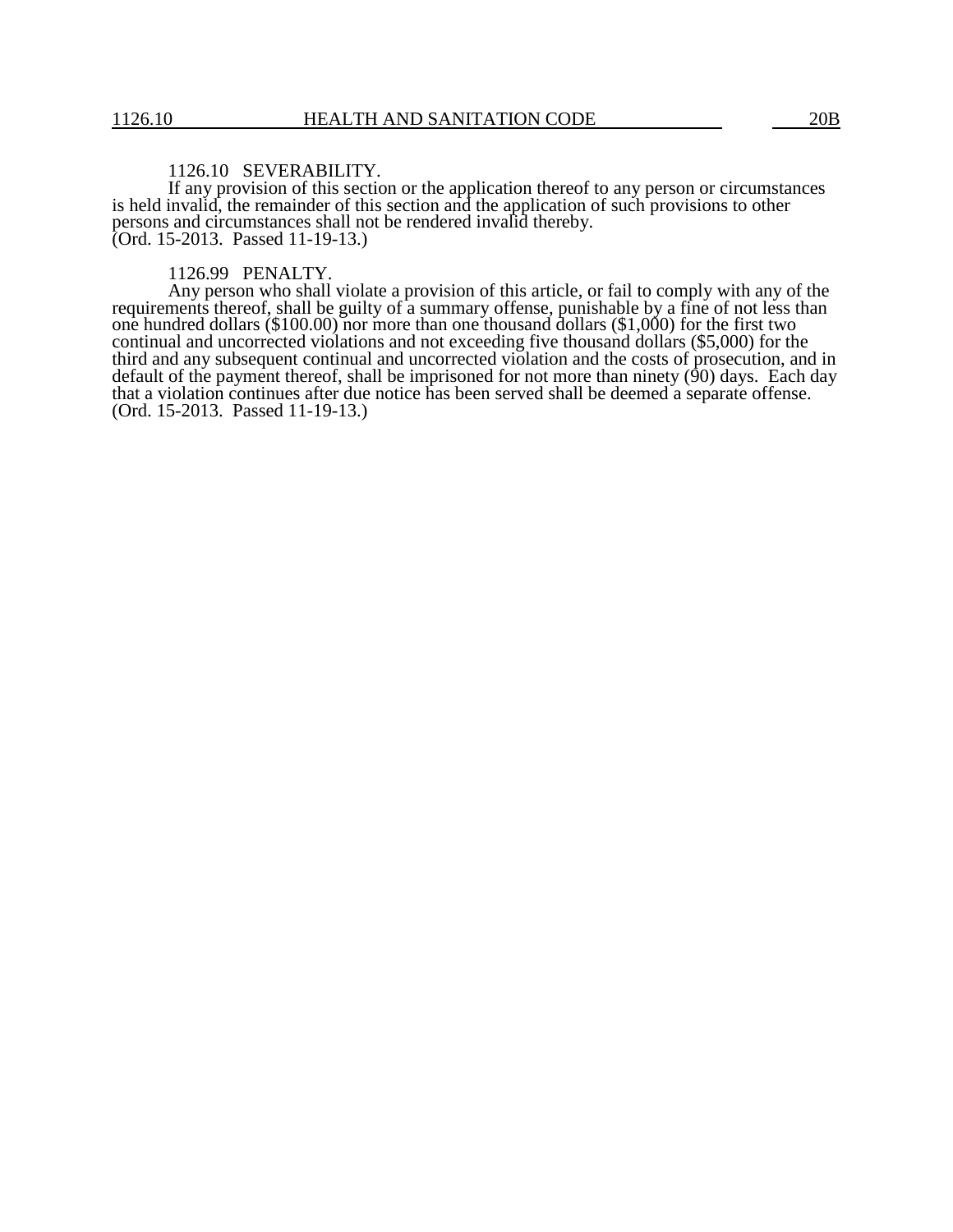### 1126.10 SEVERABILITY.

If any provision of this section or the application thereof to any person or circumstances is held invalid, the remainder of this section and the application of such provisions to other persons and circumstances shall not be rendered invalid thereby.
(Ord. 15-2013. Passed 11-19-13.)

### 1126.99 PENALTY.

Any person who shall violate a provision of this article, or fail to comply with any of the requirements thereof, shall be guilty of a summary offense, punishable by a fine of not less than one hundred dollars ($100.00) nor more than one thousand dollars ($1,000) for the first two continual and uncorrected violations and not exceeding five thousand dollars ($5,000) for the third and any subsequent continual and uncorrected violation and the costs of prosecution, and in default of the payment thereof, shall be imprisoned for not more than ninety (90) days. Each day that a violation continues after due notice has been served shall be deemed a separate offense.
(Ord. 15-2013. Passed 11-19-13.)